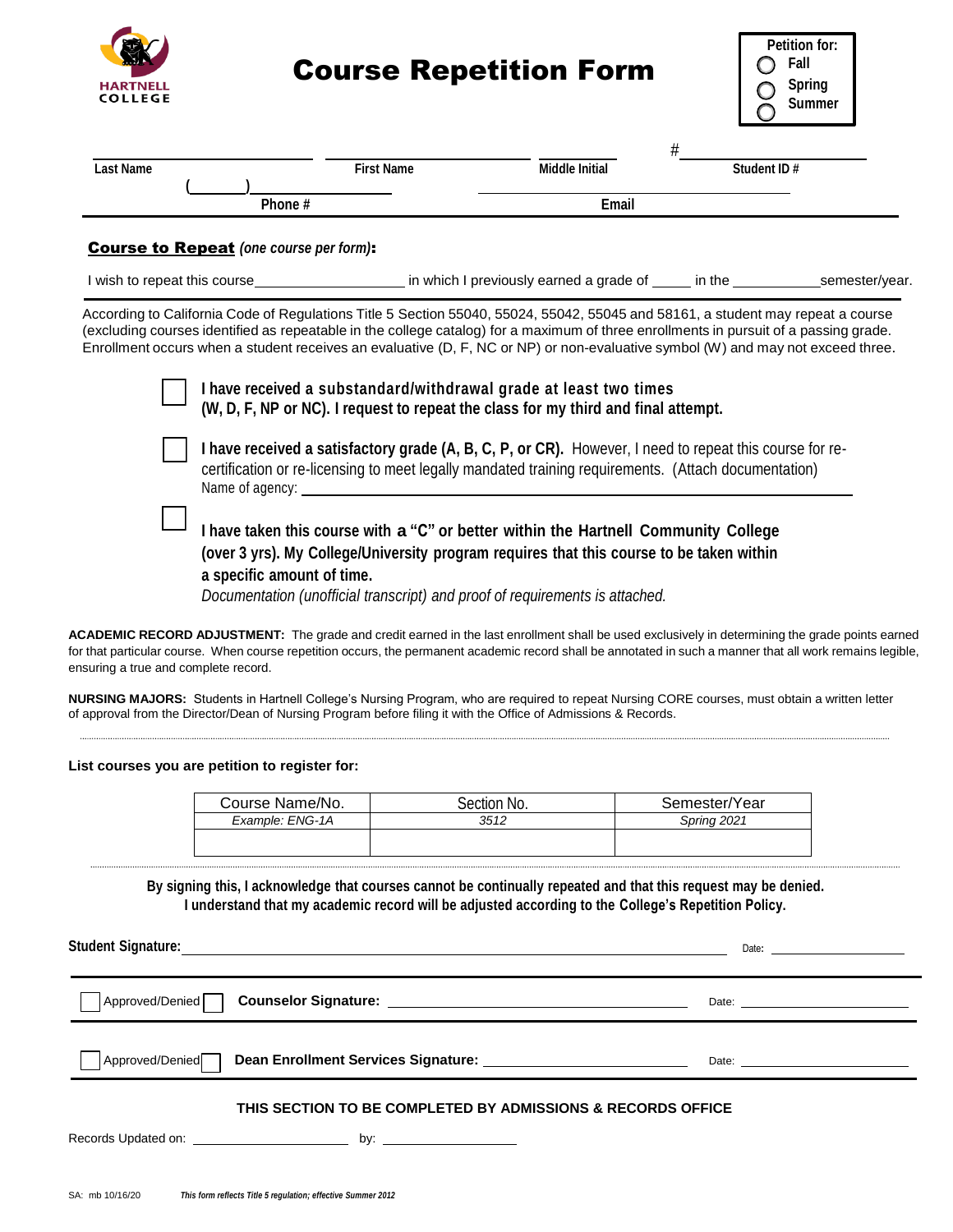HARTNELL COLLEGE

# Course Repetition Form

**Petition for:**
- ◯ Fall
- ◯ Spring
- ◯ Summer

| Last Name | First Name | Middle Initial | # Student ID # |
|---|---|---|---|
| | | | |

| Phone # ( ) | Email |
|---|---|
| | |

**Course to Repeat** *(one course per form)***:**

I wish to repeat this course__________________ in which I previously earned a grade of _____ in the ___________semester/year.

According to California Code of Regulations Title 5 Section 55040, 55024, 55042, 55045 and 58161, a student may repeat a course (excluding courses identified as repeatable in the college catalog) for a maximum of three enrollments in pursuit of a passing grade. Enrollment occurs when a student receives an evaluative (D, F, NC or NP) or non-evaluative symbol (W) and may not exceed three.

- ☐ **I have received a substandard/withdrawal grade at least two times (W, D, F, NP or NC). I request to repeat the class for my third and final attempt.**
- ☐ **I have received a satisfactory grade (A, B, C, P, or CR).** However, I need to repeat this course for re-certification or re-licensing to meet legally mandated training requirements. (Attach documentation)
  Name of agency: ____________________
- ☐ **I have taken this course with a "C" or better within the Hartnell Community College (over 3 yrs). My College/University program requires that this course to be taken within a specific amount of time.**
  *Documentation (unofficial transcript) and proof of requirements is attached.*

**ACADEMIC RECORD ADJUSTMENT:** The grade and credit earned in the last enrollment shall be used exclusively in determining the grade points earned for that particular course. When course repetition occurs, the permanent academic record shall be annotated in such a manner that all work remains legible, ensuring a true and complete record.

**NURSING MAJORS:** Students in Hartnell College's Nursing Program, who are required to repeat Nursing CORE courses, must obtain a written letter of approval from the Director/Dean of Nursing Program before filing it with the Office of Admissions & Records.

**List courses you are petition to register for:**

| Course Name/No. | Section No. | Semester/Year |
|---|---|---|
| *Example: ENG-1A* | *3512* | *Spring 2021* |
| | | |

**By signing this, I acknowledge that courses cannot be continually repeated and that this request may be denied. I understand that my academic record will be adjusted according to the College's Repetition Policy.**

**Student Signature:** ________________________________ Date: ____________

☐ Approved/Denied ☐ **Counselor Signature:** ________________________ Date: ____________

☐ Approved/Denied ☐ **Dean Enrollment Services Signature:** ________________________ Date: ____________

**THIS SECTION TO BE COMPLETED BY ADMISSIONS & RECORDS OFFICE**

Records Updated on: ____________________ by: ____________________

SA: mb 10/16/20 *This form reflects Title 5 regulation; effective Summer 2012*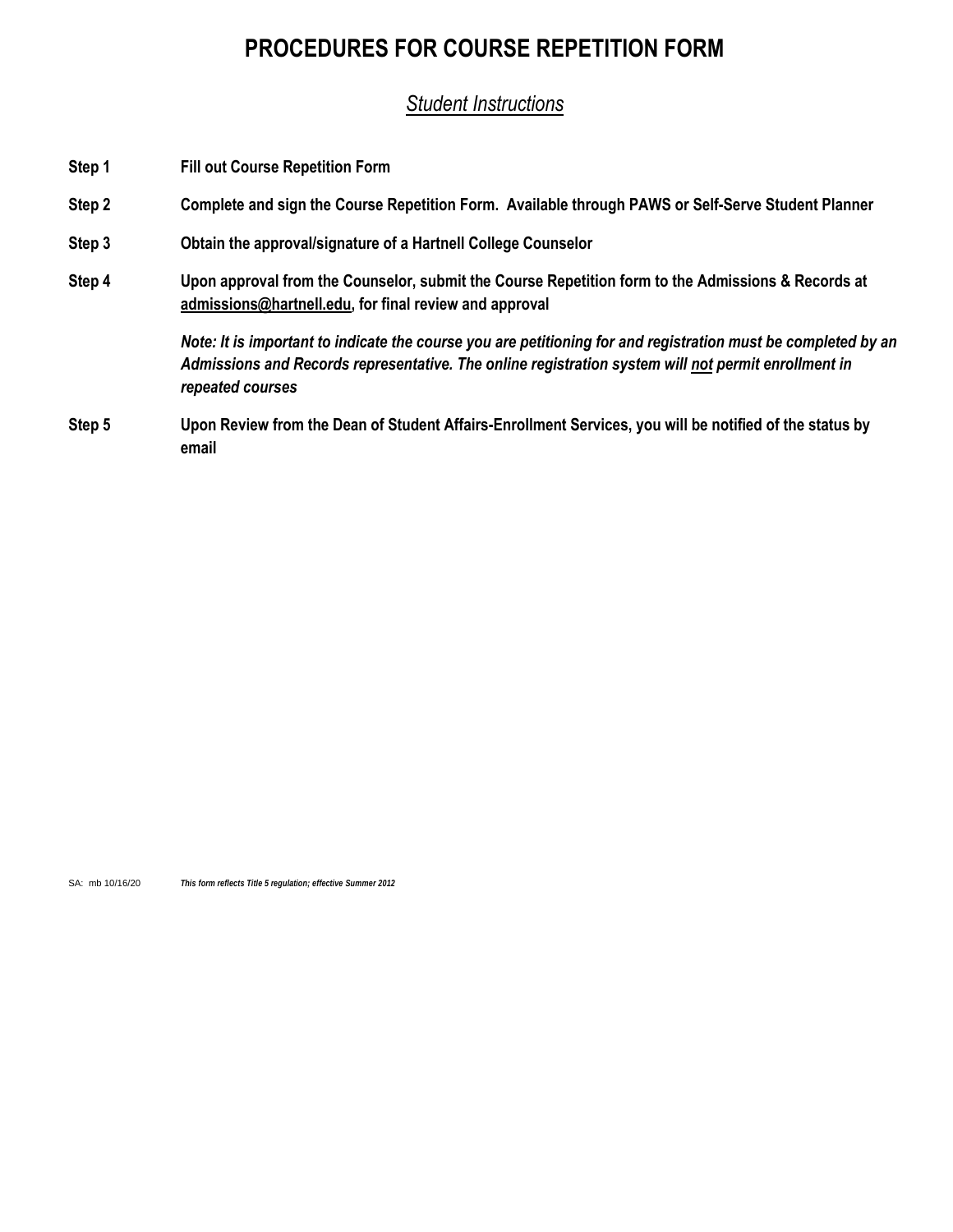# PROCEDURES FOR COURSE REPETITION FORM

## *Student Instructions*

**Step 1** **Fill out Course Repetition Form**

**Step 2** **Complete and sign the Course Repetition Form. Available through PAWS or Self-Serve Student Planner**

**Step 3** **Obtain the approval/signature of a Hartnell College Counselor**

**Step 4** **Upon approval from the Counselor, submit the Course Repetition form to the Admissions & Records at admissions@hartnell.edu, for final review and approval**

***Note: It is important to indicate the course you are petitioning for and registration must be completed by an Admissions and Records representative. The online registration system will not permit enrollment in repeated courses***

**Step 5** **Upon Review from the Dean of Student Affairs-Enrollment Services, you will be notified of the status by email**

SA: mb 10/16/20 ***This form reflects Title 5 regulation; effective Summer 2012***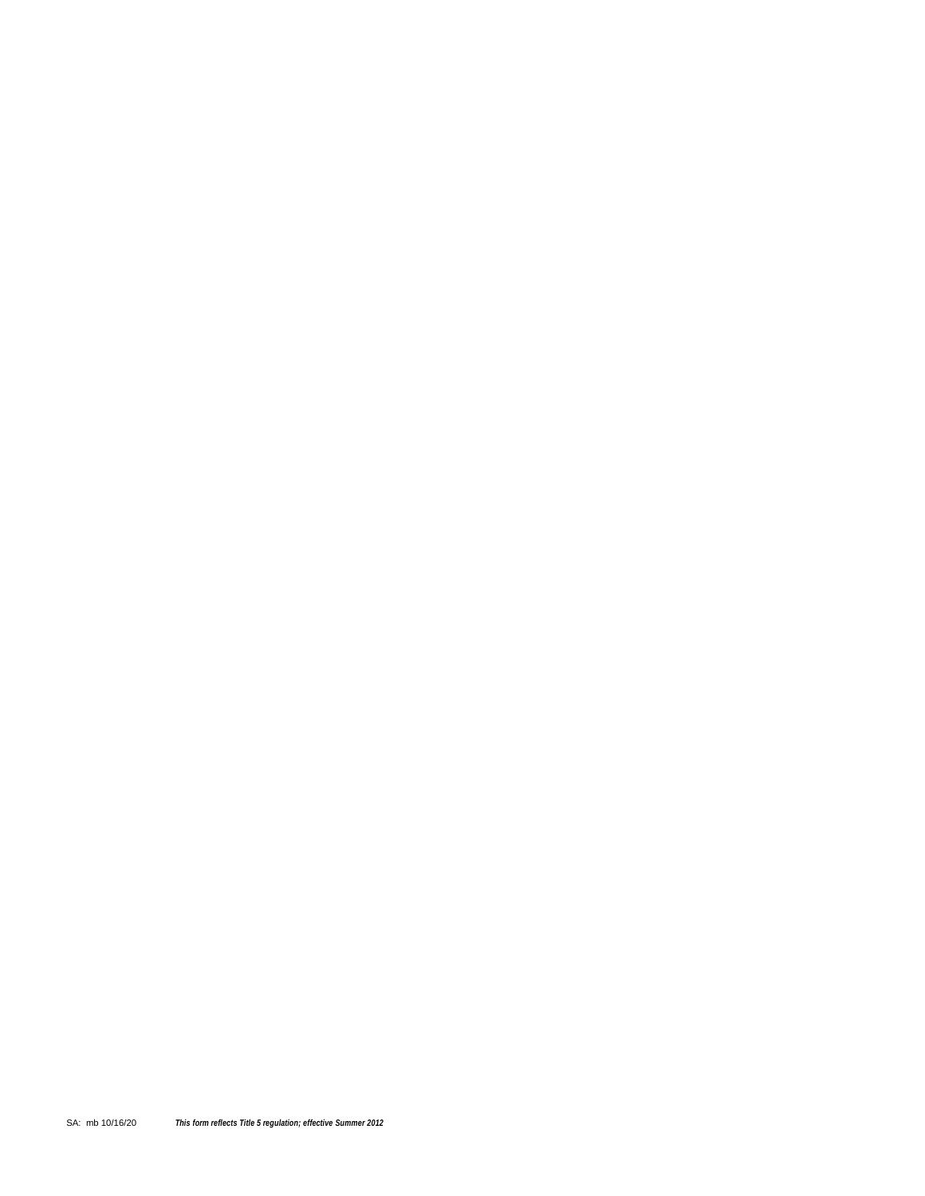SA: mb 10/16/20 ***This form reflects Title 5 regulation; effective Summer 2012***